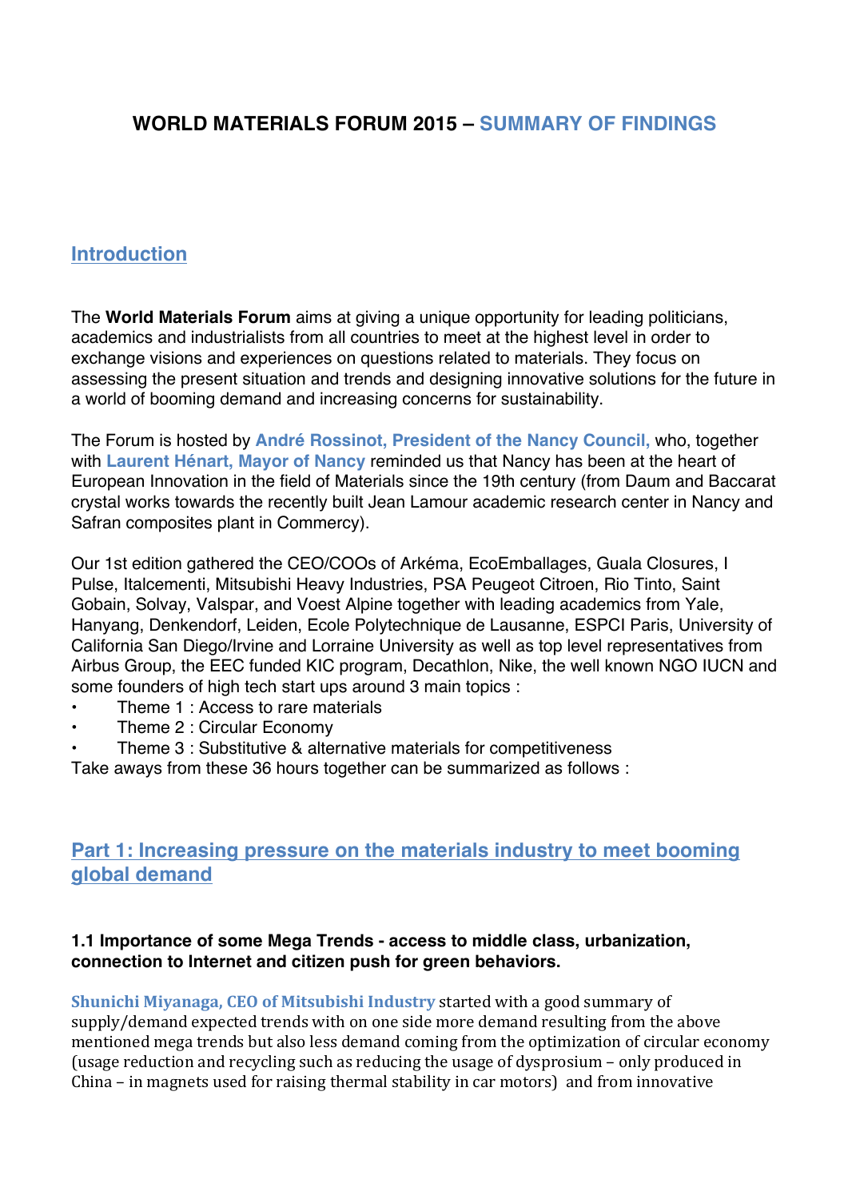# WORLD MATERIALS FORUM 2015 – SUMMARY OF FINDINGS

## Introduction

The **World Materials Forum** aims at giving a unique opportunity for leading politicians, academics and industrialists from all countries to meet at the highest level in order to exchange visions and experiences on questions related to materials. They focus on assessing the present situation and trends and designing innovative solutions for the future in a world of booming demand and increasing concerns for sustainability.

The Forum is hosted by **André Rossinot, President of the Nancy Council,** who, together with **Laurent Hénart, Mayor of Nancy** reminded us that Nancy has been at the heart of European Innovation in the field of Materials since the 19th century (from Daum and Baccarat crystal works towards the recently built Jean Lamour academic research center in Nancy and Safran composites plant in Commercy).

Our 1st edition gathered the CEO/COOs of Arkéma, EcoEmballages, Guala Closures, I Pulse, Italcementi, Mitsubishi Heavy Industries, PSA Peugeot Citroen, Rio Tinto, Saint Gobain, Solvay, Valspar, and Voest Alpine together with leading academics from Yale, Hanyang, Denkendorf, Leiden, Ecole Polytechnique de Lausanne, ESPCI Paris, University of California San Diego/Irvine and Lorraine University as well as top level representatives from Airbus Group, the EEC funded KIC program, Decathlon, Nike, the well known NGO IUCN and some founders of high tech start ups around 3 main topics :

- Theme 1 : Access to rare materials
- Theme 2 : Circular Economy
- Theme 3 : Substitutive & alternative materials for competitiveness

Take aways from these 36 hours together can be summarized as follows :

## Part 1: Increasing pressure on the materials industry to meet booming global demand

### 1.1 Importance of some Mega Trends - access to middle class, urbanization, connection to Internet and citizen push for green behaviors.

**Shunichi Miyanaga, CEO of Mitsubishi Industry** started with a good summary of supply/demand expected trends with on one side more demand resulting from the above mentioned mega trends but also less demand coming from the optimization of circular economy (usage reduction and recycling such as reducing the usage of dysprosium – only produced in China – in magnets used for raising thermal stability in car motors) and from innovative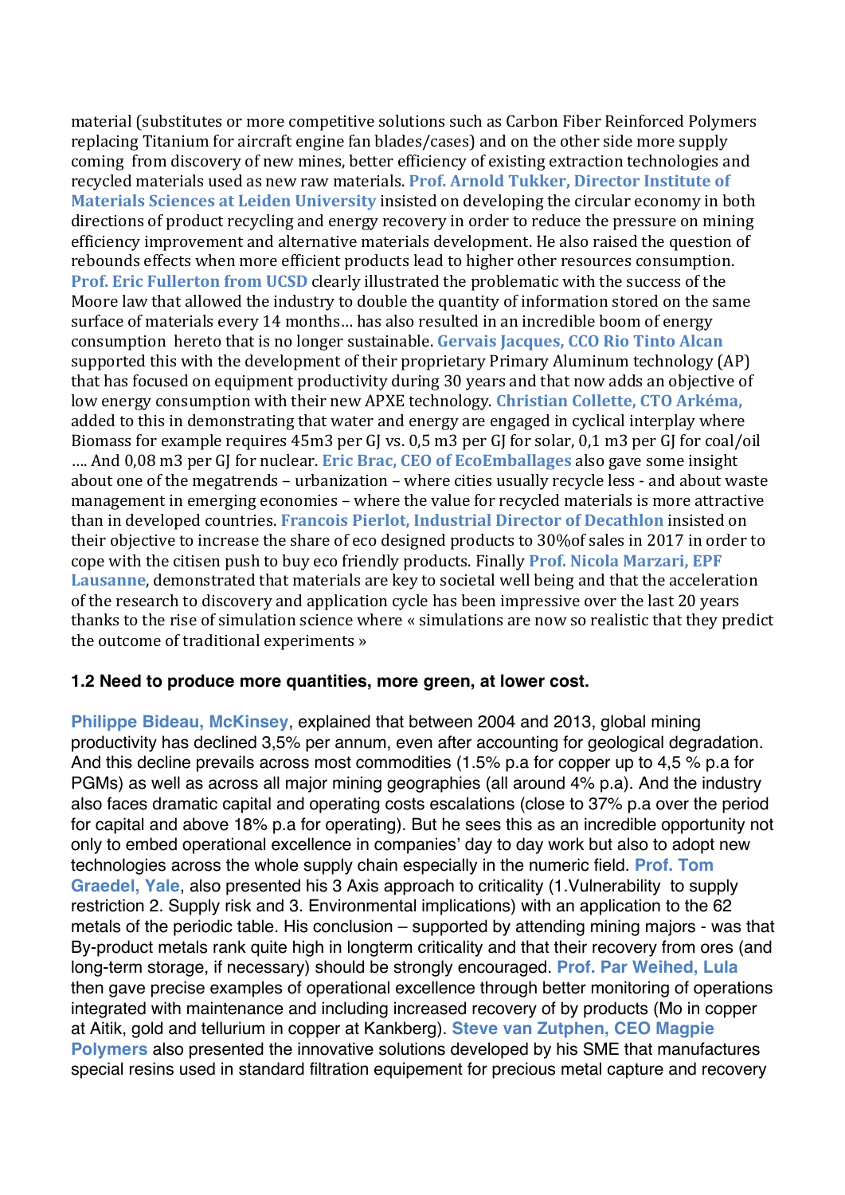material (substitutes or more competitive solutions such as Carbon Fiber Reinforced Polymers replacing Titanium for aircraft engine fan blades/cases) and on the other side more supply coming from discovery of new mines, better efficiency of existing extraction technologies and recycled materials used as new raw materials. **Prof. Arnold Tukker, Director Institute of Materials Sciences at Leiden University** insisted on developing the circular economy in both directions of product recycling and energy recovery in order to reduce the pressure on mining efficiency improvement and alternative materials development. He also raised the question of rebounds effects when more efficient products lead to higher other resources consumption. **Prof. Eric Fullerton from UCSD** clearly illustrated the problematic with the success of the Moore law that allowed the industry to double the quantity of information stored on the same surface of materials every 14 months… has also resulted in an incredible boom of energy consumption hereto that is no longer sustainable. **Gervais Jacques, CCO Rio Tinto Alcan** supported this with the development of their proprietary Primary Aluminum technology (AP) that has focused on equipment productivity during 30 years and that now adds an objective of low energy consumption with their new APXE technology. **Christian Collette, CTO Arkéma,** added to this in demonstrating that water and energy are engaged in cyclical interplay where Biomass for example requires 45m3 per GJ vs. 0,5 m3 per GJ for solar, 0,1 m3 per GJ for coal/oil …. And 0,08 m3 per GJ for nuclear. **Eric Brac, CEO of EcoEmballages** also gave some insight about one of the megatrends – urbanization – where cities usually recycle less - and about waste management in emerging economies – where the value for recycled materials is more attractive than in developed countries. **Francois Pierlot, Industrial Director of Decathlon** insisted on their objective to increase the share of eco designed products to 30%of sales in 2017 in order to cope with the citisen push to buy eco friendly products. Finally **Prof. Nicola Marzari, EPF Lausanne**, demonstrated that materials are key to societal well being and that the acceleration of the research to discovery and application cycle has been impressive over the last 20 years thanks to the rise of simulation science where « simulations are now so realistic that they predict the outcome of traditional experiments »

### 1.2 Need to produce more quantities, more green, at lower cost.

**Philippe Bideau, McKinsey**, explained that between 2004 and 2013, global mining productivity has declined 3,5% per annum, even after accounting for geological degradation. And this decline prevails across most commodities (1.5% p.a for copper up to 4,5 % p.a for PGMs) as well as across all major mining geographies (all around 4% p.a). And the industry also faces dramatic capital and operating costs escalations (close to 37% p.a over the period for capital and above 18% p.a for operating). But he sees this as an incredible opportunity not only to embed operational excellence in companies' day to day work but also to adopt new technologies across the whole supply chain especially in the numeric field. **Prof. Tom Graedel, Yale**, also presented his 3 Axis approach to criticality (1.Vulnerability to supply restriction 2. Supply risk and 3. Environmental implications) with an application to the 62 metals of the periodic table. His conclusion – supported by attending mining majors - was that By-product metals rank quite high in longterm criticality and that their recovery from ores (and long-term storage, if necessary) should be strongly encouraged. **Prof. Par Weihed, Lula** then gave precise examples of operational excellence through better monitoring of operations integrated with maintenance and including increased recovery of by products (Mo in copper at Aitik, gold and tellurium in copper at Kankberg). **Steve van Zutphen, CEO Magpie Polymers** also presented the innovative solutions developed by his SME that manufactures special resins used in standard filtration equipement for precious metal capture and recovery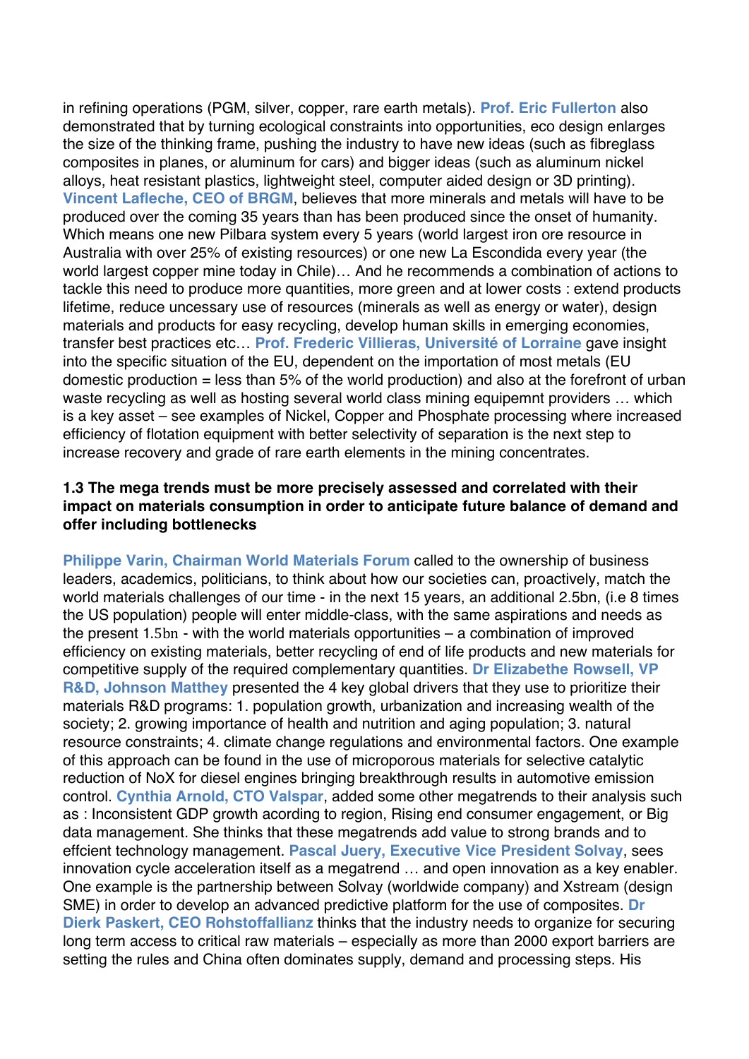in refining operations (PGM, silver, copper, rare earth metals). **Prof. Eric Fullerton** also demonstrated that by turning ecological constraints into opportunities, eco design enlarges the size of the thinking frame, pushing the industry to have new ideas (such as fibreglass composites in planes, or aluminum for cars) and bigger ideas (such as aluminum nickel alloys, heat resistant plastics, lightweight steel, computer aided design or 3D printing). **Vincent Lafleche, CEO of BRGM**, believes that more minerals and metals will have to be produced over the coming 35 years than has been produced since the onset of humanity. Which means one new Pilbara system every 5 years (world largest iron ore resource in Australia with over 25% of existing resources) or one new La Escondida every year (the world largest copper mine today in Chile)… And he recommends a combination of actions to tackle this need to produce more quantities, more green and at lower costs : extend products lifetime, reduce uncessary use of resources (minerals as well as energy or water), design materials and products for easy recycling, develop human skills in emerging economies, transfer best practices etc… **Prof. Frederic Villieras, Université of Lorraine** gave insight into the specific situation of the EU, dependent on the importation of most metals (EU domestic production = less than 5% of the world production) and also at the forefront of urban waste recycling as well as hosting several world class mining equipemnt providers … which is a key asset – see examples of Nickel, Copper and Phosphate processing where increased efficiency of flotation equipment with better selectivity of separation is the next step to increase recovery and grade of rare earth elements in the mining concentrates.

### 1.3 The mega trends must be more precisely assessed and correlated with their impact on materials consumption in order to anticipate future balance of demand and offer including bottlenecks

**Philippe Varin, Chairman World Materials Forum** called to the ownership of business leaders, academics, politicians, to think about how our societies can, proactively, match the world materials challenges of our time - in the next 15 years, an additional 2.5bn, (i.e 8 times the US population) people will enter middle-class, with the same aspirations and needs as the present 1.5bn - with the world materials opportunities – a combination of improved efficiency on existing materials, better recycling of end of life products and new materials for competitive supply of the required complementary quantities. **Dr Elizabethe Rowsell, VP R&D, Johnson Matthey** presented the 4 key global drivers that they use to prioritize their materials R&D programs: 1. population growth, urbanization and increasing wealth of the society; 2. growing importance of health and nutrition and aging population; 3. natural resource constraints; 4. climate change regulations and environmental factors. One example of this approach can be found in the use of microporous materials for selective catalytic reduction of NoX for diesel engines bringing breakthrough results in automotive emission control. **Cynthia Arnold, CTO Valspar**, added some other megatrends to their analysis such as : Inconsistent GDP growth acording to region, Rising end consumer engagement, or Big data management. She thinks that these megatrends add value to strong brands and to effcient technology management. **Pascal Juery, Executive Vice President Solvay**, sees innovation cycle acceleration itself as a megatrend … and open innovation as a key enabler. One example is the partnership between Solvay (worldwide company) and Xstream (design SME) in order to develop an advanced predictive platform for the use of composites. **Dr Dierk Paskert, CEO Rohstoffallianz** thinks that the industry needs to organize for securing long term access to critical raw materials – especially as more than 2000 export barriers are setting the rules and China often dominates supply, demand and processing steps. His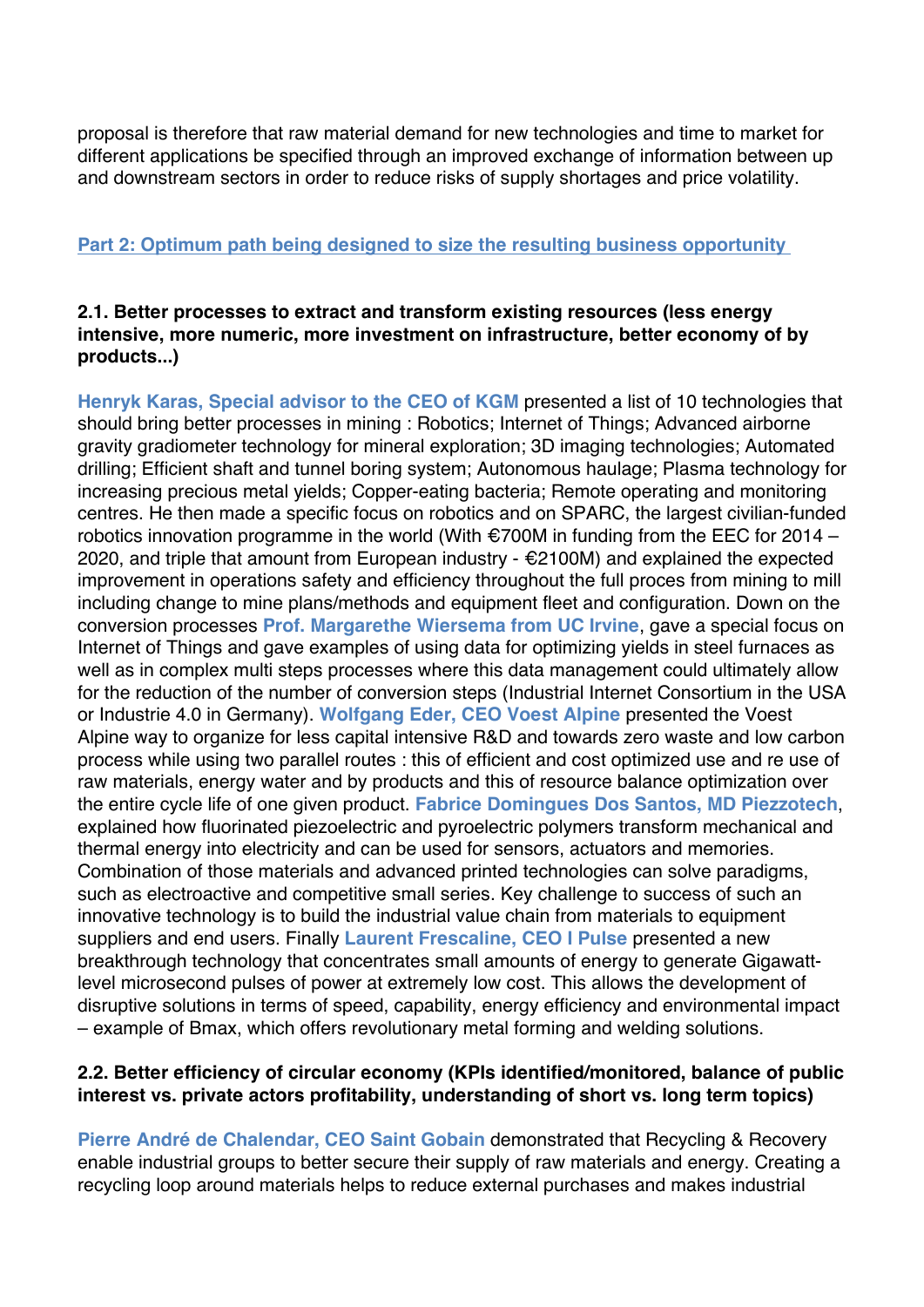proposal is therefore that raw material demand for new technologies and time to market for different applications be specified through an improved exchange of information between up and downstream sectors in order to reduce risks of supply shortages and price volatility.

## Part 2: Optimum path being designed to size the resulting business opportunity

### 2.1. Better processes to extract and transform existing resources (less energy intensive, more numeric, more investment on infrastructure, better economy of by products...)

**Henryk Karas, Special advisor to the CEO of KGM** presented a list of 10 technologies that should bring better processes in mining : Robotics; Internet of Things; Advanced airborne gravity gradiometer technology for mineral exploration; 3D imaging technologies; Automated drilling; Efficient shaft and tunnel boring system; Autonomous haulage; Plasma technology for increasing precious metal yields; Copper-eating bacteria; Remote operating and monitoring centres. He then made a specific focus on robotics and on SPARC, the largest civilian-funded robotics innovation programme in the world (With €700M in funding from the EEC for 2014 – 2020, and triple that amount from European industry - €2100M) and explained the expected improvement in operations safety and efficiency throughout the full proces from mining to mill including change to mine plans/methods and equipment fleet and configuration. Down on the conversion processes **Prof. Margarethe Wiersema from UC Irvine**, gave a special focus on Internet of Things and gave examples of using data for optimizing yields in steel furnaces as well as in complex multi steps processes where this data management could ultimately allow for the reduction of the number of conversion steps (Industrial Internet Consortium in the USA or Industrie 4.0 in Germany). **Wolfgang Eder, CEO Voest Alpine** presented the Voest Alpine way to organize for less capital intensive R&D and towards zero waste and low carbon process while using two parallel routes : this of efficient and cost optimized use and re use of raw materials, energy water and by products and this of resource balance optimization over the entire cycle life of one given product. **Fabrice Domingues Dos Santos, MD Piezzotech**, explained how fluorinated piezoelectric and pyroelectric polymers transform mechanical and thermal energy into electricity and can be used for sensors, actuators and memories. Combination of those materials and advanced printed technologies can solve paradigms, such as electroactive and competitive small series. Key challenge to success of such an innovative technology is to build the industrial value chain from materials to equipment suppliers and end users. Finally **Laurent Frescaline, CEO I Pulse** presented a new breakthrough technology that concentrates small amounts of energy to generate Gigawatt-level microsecond pulses of power at extremely low cost. This allows the development of disruptive solutions in terms of speed, capability, energy efficiency and environmental impact – example of Bmax, which offers revolutionary metal forming and welding solutions.

### 2.2. Better efficiency of circular economy (KPIs identified/monitored, balance of public interest vs. private actors profitability, understanding of short vs. long term topics)

**Pierre André de Chalendar, CEO Saint Gobain** demonstrated that Recycling & Recovery enable industrial groups to better secure their supply of raw materials and energy. Creating a recycling loop around materials helps to reduce external purchases and makes industrial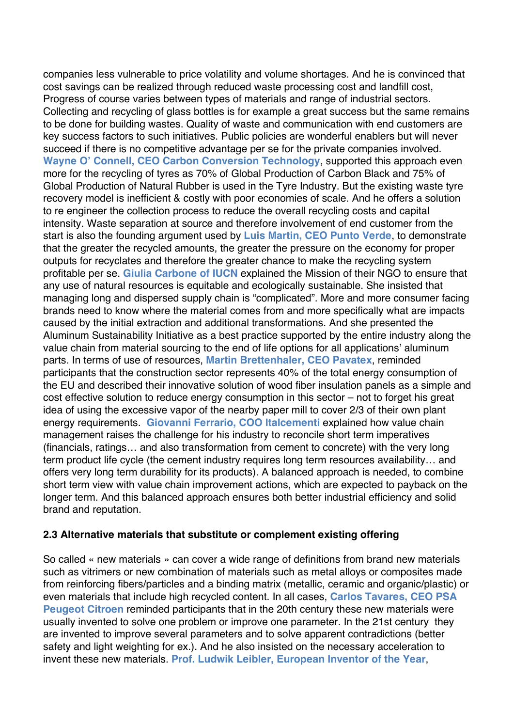companies less vulnerable to price volatility and volume shortages. And he is convinced that cost savings can be realized through reduced waste processing cost and landfill cost, Progress of course varies between types of materials and range of industrial sectors. Collecting and recycling of glass bottles is for example a great success but the same remains to be done for building wastes. Quality of waste and communication with end customers are key success factors to such initiatives. Public policies are wonderful enablers but will never succeed if there is no competitive advantage per se for the private companies involved. **Wayne O' Connell, CEO Carbon Conversion Technology**, supported this approach even more for the recycling of tyres as 70% of Global Production of Carbon Black and 75% of Global Production of Natural Rubber is used in the Tyre Industry. But the existing waste tyre recovery model is inefficient & costly with poor economies of scale. And he offers a solution to re engineer the collection process to reduce the overall recycling costs and capital intensity. Waste separation at source and therefore involvement of end customer from the start is also the founding argument used by **Luis Martin, CEO Punto Verde**, to demonstrate that the greater the recycled amounts, the greater the pressure on the economy for proper outputs for recyclates and therefore the greater chance to make the recycling system profitable per se. **Giulia Carbone of IUCN** explained the Mission of their NGO to ensure that any use of natural resources is equitable and ecologically sustainable. She insisted that managing long and dispersed supply chain is "complicated". More and more consumer facing brands need to know where the material comes from and more specifically what are impacts caused by the initial extraction and additional transformations. And she presented the Aluminum Sustainability Initiative as a best practice supported by the entire industry along the value chain from material sourcing to the end of life options for all applications' aluminum parts. In terms of use of resources, **Martin Brettenhaler, CEO Pavatex**, reminded participants that the construction sector represents 40% of the total energy consumption of the EU and described their innovative solution of wood fiber insulation panels as a simple and cost effective solution to reduce energy consumption in this sector – not to forget his great idea of using the excessive vapor of the nearby paper mill to cover 2/3 of their own plant energy requirements. **Giovanni Ferrario, COO Italcementi** explained how value chain management raises the challenge for his industry to reconcile short term imperatives (financials, ratings… and also transformation from cement to concrete) with the very long term product life cycle (the cement industry requires long term resources availability… and offers very long term durability for its products). A balanced approach is needed, to combine short term view with value chain improvement actions, which are expected to payback on the longer term. And this balanced approach ensures both better industrial efficiency and solid brand and reputation.

### 2.3 Alternative materials that substitute or complement existing offering

So called « new materials » can cover a wide range of definitions from brand new materials such as vitrimers or new combination of materials such as metal alloys or composites made from reinforcing fibers/particles and a binding matrix (metallic, ceramic and organic/plastic) or even materials that include high recycled content. In all cases, **Carlos Tavares, CEO PSA Peugeot Citroen** reminded participants that in the 20th century these new materials were usually invented to solve one problem or improve one parameter. In the 21st century they are invented to improve several parameters and to solve apparent contradictions (better safety and light weighting for ex.). And he also insisted on the necessary acceleration to invent these new materials. **Prof. Ludwik Leibler, European Inventor of the Year**,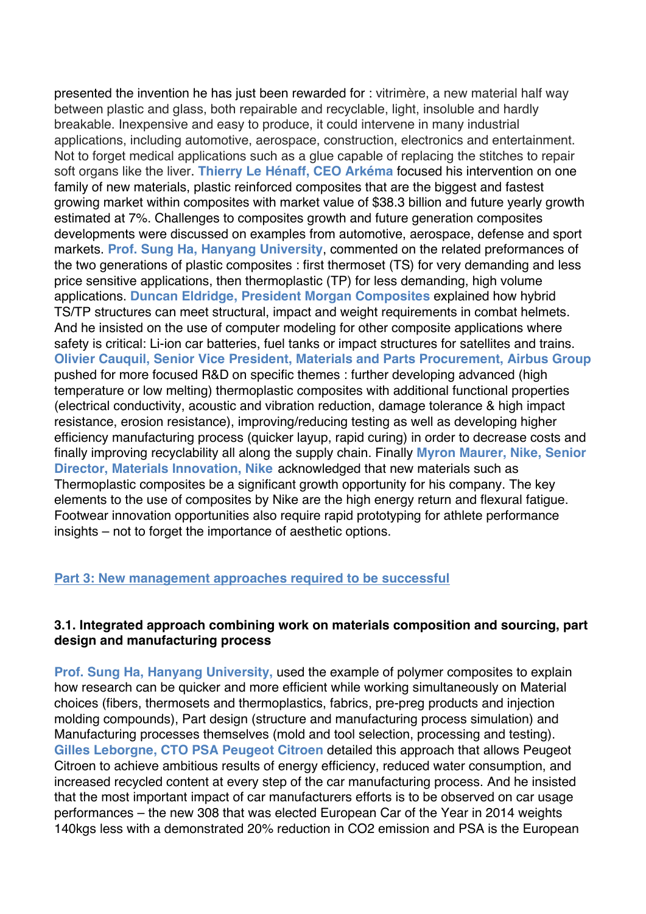presented the invention he has just been rewarded for : vitrimère, a new material half way between plastic and glass, both repairable and recyclable, light, insoluble and hardly breakable. Inexpensive and easy to produce, it could intervene in many industrial applications, including automotive, aerospace, construction, electronics and entertainment. Not to forget medical applications such as a glue capable of replacing the stitches to repair soft organs like the liver. **Thierry Le Hénaff, CEO Arkéma** focused his intervention on one family of new materials, plastic reinforced composites that are the biggest and fastest growing market within composites with market value of $38.3 billion and future yearly growth estimated at 7%. Challenges to composites growth and future generation composites developments were discussed on examples from automotive, aerospace, defense and sport markets. **Prof. Sung Ha, Hanyang University**, commented on the related preformances of the two generations of plastic composites : first thermoset (TS) for very demanding and less price sensitive applications, then thermoplastic (TP) for less demanding, high volume applications. **Duncan Eldridge, President Morgan Composites** explained how hybrid TS/TP structures can meet structural, impact and weight requirements in combat helmets. And he insisted on the use of computer modeling for other composite applications where safety is critical: Li-ion car batteries, fuel tanks or impact structures for satellites and trains. **Olivier Cauquil, Senior Vice President, Materials and Parts Procurement, Airbus Group** pushed for more focused R&D on specific themes : further developing advanced (high temperature or low melting) thermoplastic composites with additional functional properties (electrical conductivity, acoustic and vibration reduction, damage tolerance & high impact resistance, erosion resistance), improving/reducing testing as well as developing higher efficiency manufacturing process (quicker layup, rapid curing) in order to decrease costs and finally improving recyclability all along the supply chain. Finally **Myron Maurer, Nike, Senior Director, Materials Innovation, Nike** acknowledged that new materials such as Thermoplastic composites be a significant growth opportunity for his company. The key elements to the use of composites by Nike are the high energy return and flexural fatigue. Footwear innovation opportunities also require rapid prototyping for athlete performance insights – not to forget the importance of aesthetic options.

## Part 3: New management approaches required to be successful

### 3.1. Integrated approach combining work on materials composition and sourcing, part design and manufacturing process

**Prof. Sung Ha, Hanyang University,** used the example of polymer composites to explain how research can be quicker and more efficient while working simultaneously on Material choices (fibers, thermosets and thermoplastics, fabrics, pre-preg products and injection molding compounds), Part design (structure and manufacturing process simulation) and Manufacturing processes themselves (mold and tool selection, processing and testing). **Gilles Leborgne, CTO PSA Peugeot Citroen** detailed this approach that allows Peugeot Citroen to achieve ambitious results of energy efficiency, reduced water consumption, and increased recycled content at every step of the car manufacturing process. And he insisted that the most important impact of car manufacturers efforts is to be observed on car usage performances – the new 308 that was elected European Car of the Year in 2014 weights 140kgs less with a demonstrated 20% reduction in $CO_2$ emission and PSA is the European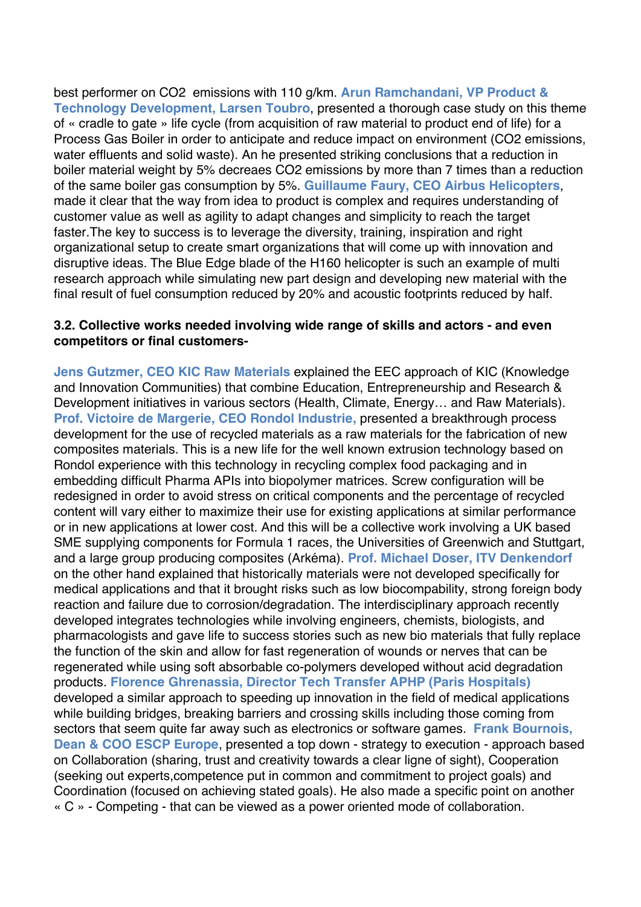best performer on $CO_2$  emissions with 110 g/km. **Arun Ramchandani, VP Product & Technology Development, Larsen Toubro**, presented a thorough case study on this theme of « cradle to gate » life cycle (from acquisition of raw material to product end of life) for a Process Gas Boiler in order to anticipate and reduce impact on environment ($CO_2$ emissions, water effluents and solid waste). An he presented striking conclusions that a reduction in boiler material weight by 5% decreaes $CO_2$ emissions by more than 7 times than a reduction of the same boiler gas consumption by 5%. **Guillaume Faury, CEO Airbus Helicopters**, made it clear that the way from idea to product is complex and requires understanding of customer value as well as agility to adapt changes and simplicity to reach the target faster.The key to success is to leverage the diversity, training, inspiration and right organizational setup to create smart organizations that will come up with innovation and disruptive ideas. The Blue Edge blade of the H160 helicopter is such an example of multi research approach while simulating new part design and developing new material with the final result of fuel consumption reduced by 20% and acoustic footprints reduced by half.

### 3.2. Collective works needed involving wide range of skills and actors - and even competitors or final customers-

**Jens Gutzmer, CEO KIC Raw Materials** explained the EEC approach of KIC (Knowledge and Innovation Communities) that combine Education, Entrepreneurship and Research & Development initiatives in various sectors (Health, Climate, Energy… and Raw Materials). **Prof. Victoire de Margerie, CEO Rondol Industrie,** presented a breakthrough process development for the use of recycled materials as a raw materials for the fabrication of new composites materials. This is a new life for the well known extrusion technology based on Rondol experience with this technology in recycling complex food packaging and in embedding difficult Pharma APIs into biopolymer matrices. Screw configuration will be redesigned in order to avoid stress on critical components and the percentage of recycled content will vary either to maximize their use for existing applications at similar performance or in new applications at lower cost. And this will be a collective work involving a UK based SME supplying components for Formula 1 races, the Universities of Greenwich and Stuttgart, and a large group producing composites (Arkéma). **Prof. Michael Doser, ITV Denkendorf** on the other hand explained that historically materials were not developed specifically for medical applications and that it brought risks such as low biocompability, strong foreign body reaction and failure due to corrosion/degradation. The interdisciplinary approach recently developed integrates technologies while involving engineers, chemists, biologists, and pharmacologists and gave life to success stories such as new bio materials that fully replace the function of the skin and allow for fast regeneration of wounds or nerves that can be regenerated while using soft absorbable co-polymers developed without acid degradation products. **Florence Ghrenassia, Director Tech Transfer APHP (Paris Hospitals)** developed a similar approach to speeding up innovation in the field of medical applications while building bridges, breaking barriers and crossing skills including those coming from sectors that seem quite far away such as electronics or software games.  **Frank Bournois, Dean & COO ESCP Europe**, presented a top down - strategy to execution - approach based on Collaboration (sharing, trust and creativity towards a clear ligne of sight), Cooperation (seeking out experts,competence put in common and commitment to project goals) and Coordination (focused on achieving stated goals). He also made a specific point on another « C » - Competing - that can be viewed as a power oriented mode of collaboration.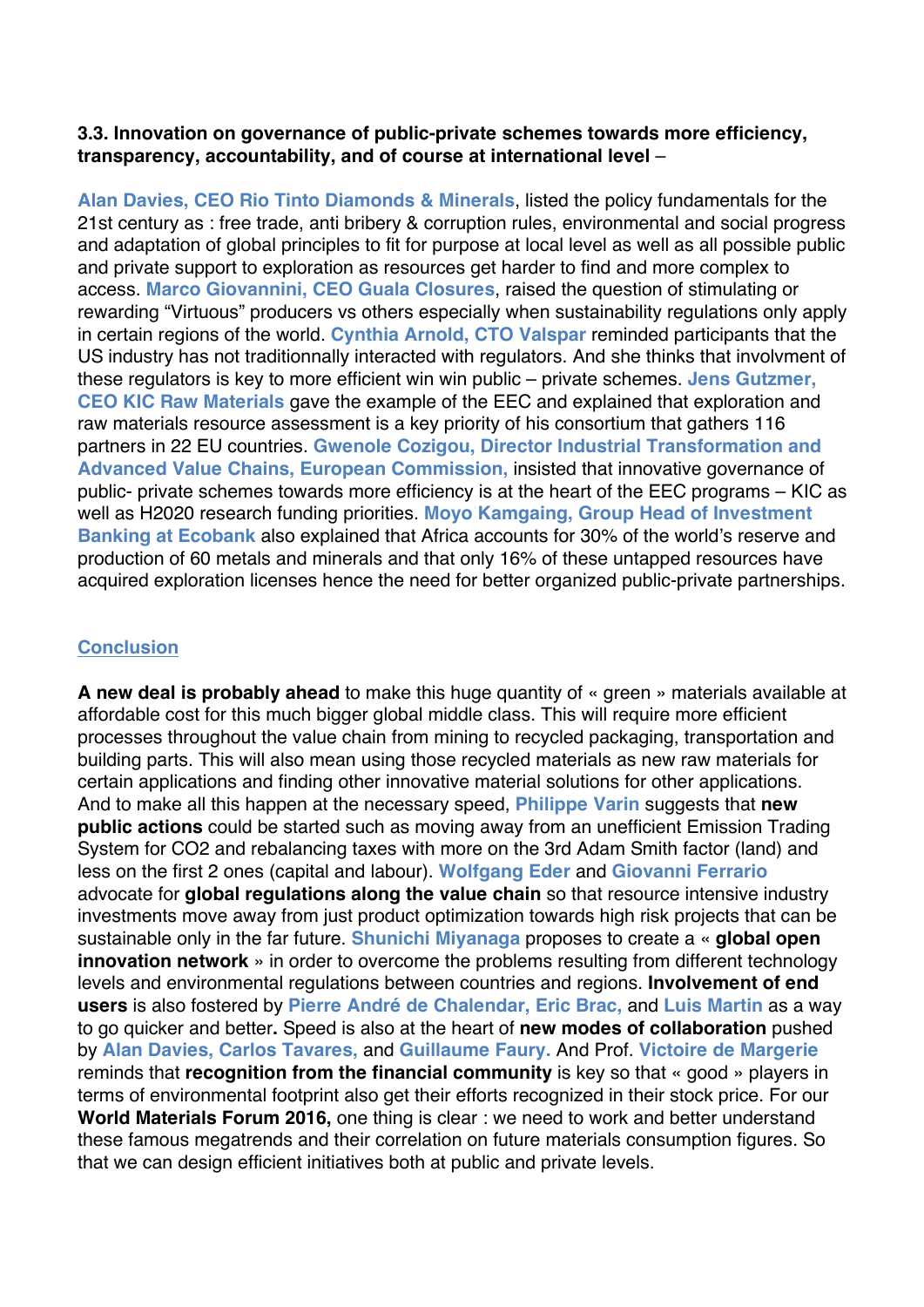**3.3. Innovation on governance of public-private schemes towards more efficiency, transparency, accountability, and of course at international level** –

**Alan Davies, CEO Rio Tinto Diamonds & Minerals**, listed the policy fundamentals for the 21st century as : free trade, anti bribery & corruption rules, environmental and social progress and adaptation of global principles to fit for purpose at local level as well as all possible public and private support to exploration as resources get harder to find and more complex to access. **Marco Giovannini, CEO Guala Closures**, raised the question of stimulating or rewarding "Virtuous" producers vs others especially when sustainability regulations only apply in certain regions of the world. **Cynthia Arnold, CTO Valspar** reminded participants that the US industry has not traditionnally interacted with regulators. And she thinks that involvment of these regulators is key to more efficient win win public – private schemes. **Jens Gutzmer, CEO KIC Raw Materials** gave the example of the EEC and explained that exploration and raw materials resource assessment is a key priority of his consortium that gathers 116 partners in 22 EU countries. **Gwenole Cozigou, Director Industrial Transformation and Advanced Value Chains, European Commission,** insisted that innovative governance of public- private schemes towards more efficiency is at the heart of the EEC programs – KIC as well as H2020 research funding priorities. **Moyo Kamgaing, Group Head of Investment Banking at Ecobank** also explained that Africa accounts for 30% of the world's reserve and production of 60 metals and minerals and that only 16% of these untapped resources have acquired exploration licenses hence the need for better organized public-private partnerships.

## Conclusion

**A new deal is probably ahead** to make this huge quantity of « green » materials available at affordable cost for this much bigger global middle class. This will require more efficient processes throughout the value chain from mining to recycled packaging, transportation and building parts. This will also mean using those recycled materials as new raw materials for certain applications and finding other innovative material solutions for other applications. And to make all this happen at the necessary speed, **Philippe Varin** suggests that **new public actions** could be started such as moving away from an unefficient Emission Trading System for CO2 and rebalancing taxes with more on the 3rd Adam Smith factor (land) and less on the first 2 ones (capital and labour). **Wolfgang Eder** and **Giovanni Ferrario** advocate for **global regulations along the value chain** so that resource intensive industry investments move away from just product optimization towards high risk projects that can be sustainable only in the far future. **Shunichi Miyanaga** proposes to create a « **global open innovation network** » in order to overcome the problems resulting from different technology levels and environmental regulations between countries and regions. **Involvement of end users** is also fostered by **Pierre André de Chalendar, Eric Brac,** and **Luis Martin** as a way to go quicker and better**.** Speed is also at the heart of **new modes of collaboration** pushed by **Alan Davies, Carlos Tavares,** and **Guillaume Faury.** And Prof. **Victoire de Margerie** reminds that **recognition from the financial community** is key so that « good » players in terms of environmental footprint also get their efforts recognized in their stock price. For our **World Materials Forum 2016,** one thing is clear : we need to work and better understand these famous megatrends and their correlation on future materials consumption figures. So that we can design efficient initiatives both at public and private levels.